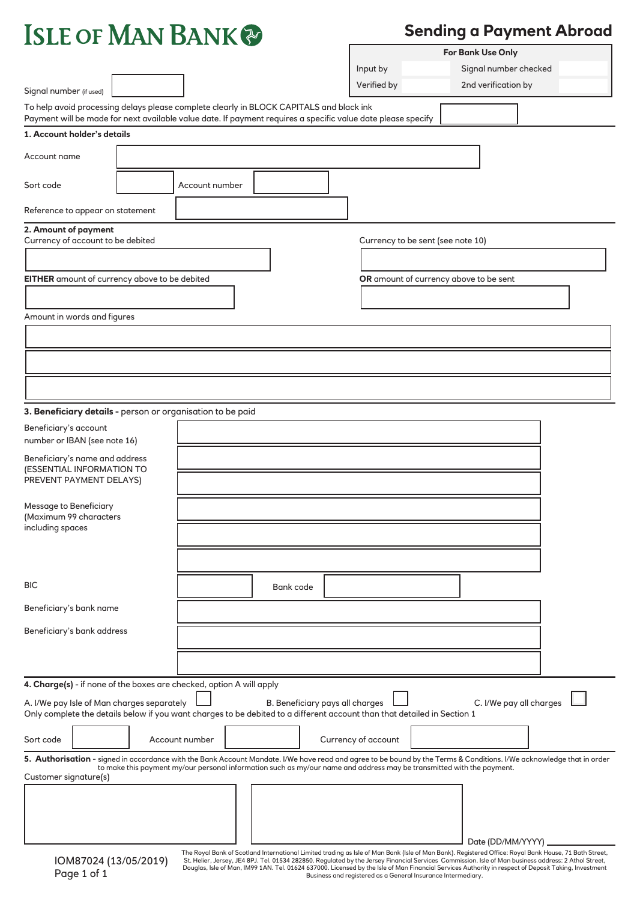# ISLE OF MAN BANK

## Sending a Payment Abroad

| For Bank Use Only | | | |
|---|---|---|---|
| Input by | | Signal number checked | |
| Verified by | | 2nd verification by | |

Signal number (if used)

To help avoid processing delays please complete clearly in BLOCK CAPITALS and black ink
Payment will be made for next available value date. If payment requires a specific value date please specify

### 1. Account holder's details

Account name

Sort code | Account number

Reference to appear on statement

### 2. Amount of payment

Currency of account to be debited

Currency to be sent (see note 10)

**EITHER** amount of currency above to be debited

**OR** amount of currency above to be sent

Amount in words and figures

### 3. Beneficiary details - person or organisation to be paid

Beneficiary's account number or IBAN (see note 16)

Beneficiary's name and address (ESSENTIAL INFORMATION TO PREVENT PAYMENT DELAYS)

Message to Beneficiary (Maximum 99 characters including spaces

BIC | Bank code

Beneficiary's bank name

Beneficiary's bank address

### 4. Charge(s) - if none of the boxes are checked, option A will apply

A. I/We pay Isle of Man charges separately ☐ B. Beneficiary pays all charges ☐ C. I/We pay all charges ☐

Only complete the details below if you want charges to be debited to a different account than that detailed in Section 1

Sort code | Account number | Currency of account

### 5. Authorisation

**5. Authorisation** - signed in accordance with the Bank Account Mandate. I/We have read and agree to be bound by the Terms & Conditions. I/We acknowledge that in order to make this payment my/our personal information such as my/our name and address may be transmitted with the payment.

Customer signature(s)

Date (DD/MM/YYYY)

IOM87024 (13/05/2019)

The Royal Bank of Scotland International Limited trading as Isle of Man Bank (Isle of Man Bank). Registered Office: Royal Bank House, 71 Bath Street, St. Helier, Jersey, JE4 8PJ. Tel. 01534 282850. Regulated by the Jersey Financial Services Commission. Isle of Man business address: 2 Athol Street, Douglas, Isle of Man, IM99 1AN. Tel. 01624 637000. Licensed by the Isle of Man Financial Services Authority in respect of Deposit Taking, Investment Business and registered as a General Insurance Intermediary.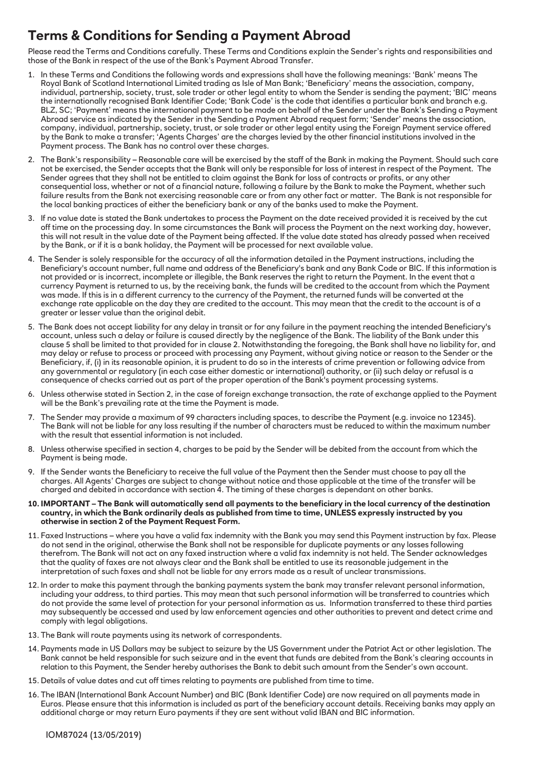# Terms & Conditions for Sending a Payment Abroad

Please read the Terms and Conditions carefully. These Terms and Conditions explain the Sender's rights and responsibilities and those of the Bank in respect of the use of the Bank's Payment Abroad Transfer.

1. In these Terms and Conditions the following words and expressions shall have the following meanings: 'Bank' means The Royal Bank of Scotland International Limited trading as Isle of Man Bank; 'Beneficiary' means the association, company, individual, partnership, society, trust, sole trader or other legal entity to whom the Sender is sending the payment; 'BIC' means the internationally recognised Bank Identifier Code; 'Bank Code' is the code that identifies a particular bank and branch e.g. BLZ, SC; 'Payment' means the international payment to be made on behalf of the Sender under the Bank's Sending a Payment Abroad service as indicated by the Sender in the Sending a Payment Abroad request form; 'Sender' means the association, company, individual, partnership, society, trust, or sole trader or other legal entity using the Foreign Payment service offered by the Bank to make a transfer; 'Agents Charges' are the charges levied by the other financial institutions involved in the Payment process. The Bank has no control over these charges.
2. The Bank's responsibility – Reasonable care will be exercised by the staff of the Bank in making the Payment. Should such care not be exercised, the Sender accepts that the Bank will only be responsible for loss of interest in respect of the Payment. The Sender agrees that they shall not be entitled to claim against the Bank for loss of contracts or profits, or any other consequential loss, whether or not of a financial nature, following a failure by the Bank to make the Payment, whether such failure results from the Bank not exercising reasonable care or from any other fact or matter. The Bank is not responsible for the local banking practices of either the beneficiary bank or any of the banks used to make the Payment.
3. If no value date is stated the Bank undertakes to process the Payment on the date received provided it is received by the cut off time on the processing day. In some circumstances the Bank will process the Payment on the next working day, however, this will not result in the value date of the Payment being affected. If the value date stated has already passed when received by the Bank, or if it is a bank holiday, the Payment will be processed for next available value.
4. The Sender is solely responsible for the accuracy of all the information detailed in the Payment instructions, including the Beneficiary's account number, full name and address of the Beneficiary's bank and any Bank Code or BIC. If this information is not provided or is incorrect, incomplete or illegible, the Bank reserves the right to return the Payment. In the event that a currency Payment is returned to us, by the receiving bank, the funds will be credited to the account from which the Payment was made. If this is in a different currency to the currency of the Payment, the returned funds will be converted at the exchange rate applicable on the day they are credited to the account. This may mean that the credit to the account is of a greater or lesser value than the original debit.
5. The Bank does not accept liability for any delay in transit or for any failure in the payment reaching the intended Beneficiary's account, unless such a delay or failure is caused directly by the negligence of the Bank. The liability of the Bank under this clause 5 shall be limited to that provided for in clause 2. Notwithstanding the foregoing, the Bank shall have no liability for, and may delay or refuse to process or proceed with processing any Payment, without giving notice or reason to the Sender or the Beneficiary, if, (i) in its reasonable opinion, it is prudent to do so in the interests of crime prevention or following advice from any governmental or regulatory (in each case either domestic or international) authority, or (ii) such delay or refusal is a consequence of checks carried out as part of the proper operation of the Bank's payment processing systems.
6. Unless otherwise stated in Section 2, in the case of foreign exchange transaction, the rate of exchange applied to the Payment will be the Bank's prevailing rate at the time the Payment is made.
7. The Sender may provide a maximum of 99 characters including spaces, to describe the Payment (e.g. invoice no 12345). The Bank will not be liable for any loss resulting if the number of characters must be reduced to within the maximum number with the result that essential information is not included.
8. Unless otherwise specified in section 4, charges to be paid by the Sender will be debited from the account from which the Payment is being made.
9. If the Sender wants the Beneficiary to receive the full value of the Payment then the Sender must choose to pay all the charges. All Agents' Charges are subject to change without notice and those applicable at the time of the transfer will be charged and debited in accordance with section 4. The timing of these charges is dependant on other banks.
10. **IMPORTANT – The Bank will automatically send all payments to the beneficiary in the local currency of the destination country, in which the Bank ordinarily deals as published from time to time, UNLESS expressly instructed by you otherwise in section 2 of the Payment Request Form.**
11. Faxed Instructions – where you have a valid fax indemnity with the Bank you may send this Payment instruction by fax. Please do not send in the original, otherwise the Bank shall not be responsible for duplicate payments or any losses following therefrom. The Bank will not act on any faxed instruction where a valid fax indemnity is not held. The Sender acknowledges that the quality of faxes are not always clear and the Bank shall be entitled to use its reasonable judgement in the interpretation of such faxes and shall not be liable for any errors made as a result of unclear transmissions.
12. In order to make this payment through the banking payments system the bank may transfer relevant personal information, including your address, to third parties. This may mean that such personal information will be transferred to countries which do not provide the same level of protection for your personal information as us. Information transferred to these third parties may subsequently be accessed and used by law enforcement agencies and other authorities to prevent and detect crime and comply with legal obligations.
13. The Bank will route payments using its network of correspondents.
14. Payments made in US Dollars may be subject to seizure by the US Government under the Patriot Act or other legislation. The Bank cannot be held responsible for such seizure and in the event that funds are debited from the Bank's clearing accounts in relation to this Payment, the Sender hereby authorises the Bank to debit such amount from the Sender's own account.
15. Details of value dates and cut off times relating to payments are published from time to time.
16. The IBAN (International Bank Account Number) and BIC (Bank Identifier Code) are now required on all payments made in Euros. Please ensure that this information is included as part of the beneficiary account details. Receiving banks may apply an additional charge or may return Euro payments if they are sent without valid IBAN and BIC information.

IOM87024 (13/05/2019)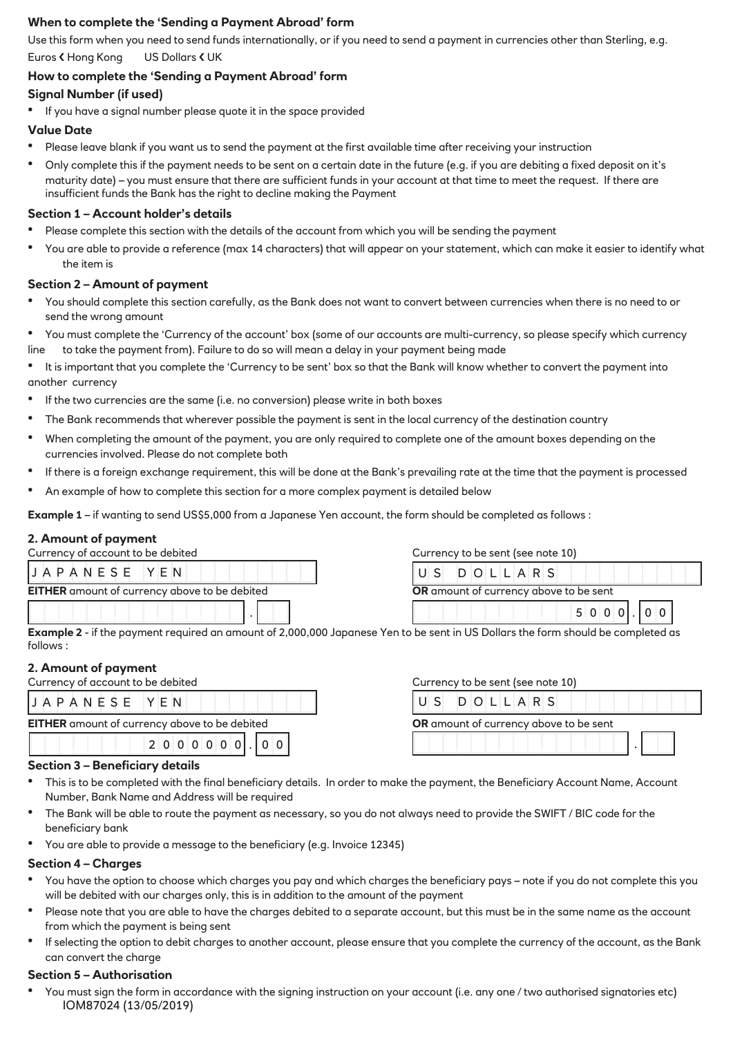## When to complete the 'Sending a Payment Abroad' form

Use this form when you need to send funds internationally, or if you need to send a payment in currencies other than Sterling, e.g.
Euros ❮ Hong Kong     US Dollars ❮ UK

## How to complete the 'Sending a Payment Abroad' form

### Signal Number (if used)

- If you have a signal number please quote it in the space provided

### Value Date

- Please leave blank if you want us to send the payment at the first available time after receiving your instruction
- Only complete this if the payment needs to be sent on a certain date in the future (e.g. if you are debiting a fixed deposit on it's maturity date) – you must ensure that there are sufficient funds in your account at that time to meet the request. If there are insufficient funds the Bank has the right to decline making the Payment

### Section 1 – Account holder's details

- Please complete this section with the details of the account from which you will be sending the payment
- You are able to provide a reference (max 14 characters) that will appear on your statement, which can make it easier to identify what the item is

### Section 2 – Amount of payment

- You should complete this section carefully, as the Bank does not want to convert between currencies when there is no need to or send the wrong amount
- You must complete the 'Currency of the account' box (some of our accounts are multi-currency, so please specify which currency line to take the payment from). Failure to do so will mean a delay in your payment being made
- It is important that you complete the 'Currency to be sent' box so that the Bank will know whether to convert the payment into another currency
- If the two currencies are the same (i.e. no conversion) please write in both boxes
- The Bank recommends that wherever possible the payment is sent in the local currency of the destination country
- When completing the amount of the payment, you are only required to complete one of the amount boxes depending on the currencies involved. Please do not complete both
- If there is a foreign exchange requirement, this will be done at the Bank's prevailing rate at the time that the payment is processed
- An example of how to complete this section for a more complex payment is detailed below

**Example 1** – if wanting to send US$5,000 from a Japanese Yen account, the form should be completed as follows :

**2. Amount of payment**

| Currency of account to be debited | Currency to be sent (see note 10) |
|---|---|
| JAPANESE YEN | US DOLLARS |
| **EITHER** amount of currency above to be debited | **OR** amount of currency above to be sent |
| . | 5000.00 |

**Example 2** - if the payment required an amount of 2,000,000 Japanese Yen to be sent in US Dollars the form should be completed as follows :

**2. Amount of payment**

| Currency of account to be debited | Currency to be sent (see note 10) |
|---|---|
| JAPANESE YEN | US DOLLARS |
| **EITHER** amount of currency above to be debited | **OR** amount of currency above to be sent |
| 2000000.00 | . |

### Section 3 – Beneficiary details

- This is to be completed with the final beneficiary details. In order to make the payment, the Beneficiary Account Name, Account Number, Bank Name and Address will be required
- The Bank will be able to route the payment as necessary, so you do not always need to provide the SWIFT / BIC code for the beneficiary bank
- You are able to provide a message to the beneficiary (e.g. Invoice 12345)

### Section 4 – Charges

- You have the option to choose which charges you pay and which charges the beneficiary pays – note if you do not complete this you will be debited with our charges only, this is in addition to the amount of the payment
- Please note that you are able to have the charges debited to a separate account, but this must be in the same name as the account from which the payment is being sent
- If selecting the option to debit charges to another account, please ensure that you complete the currency of the account, as the Bank can convert the charge

### Section 5 – Authorisation

- You must sign the form in accordance with the signing instruction on your account (i.e. any one / two authorised signatories etc)

IOM87024 (13/05/2019)